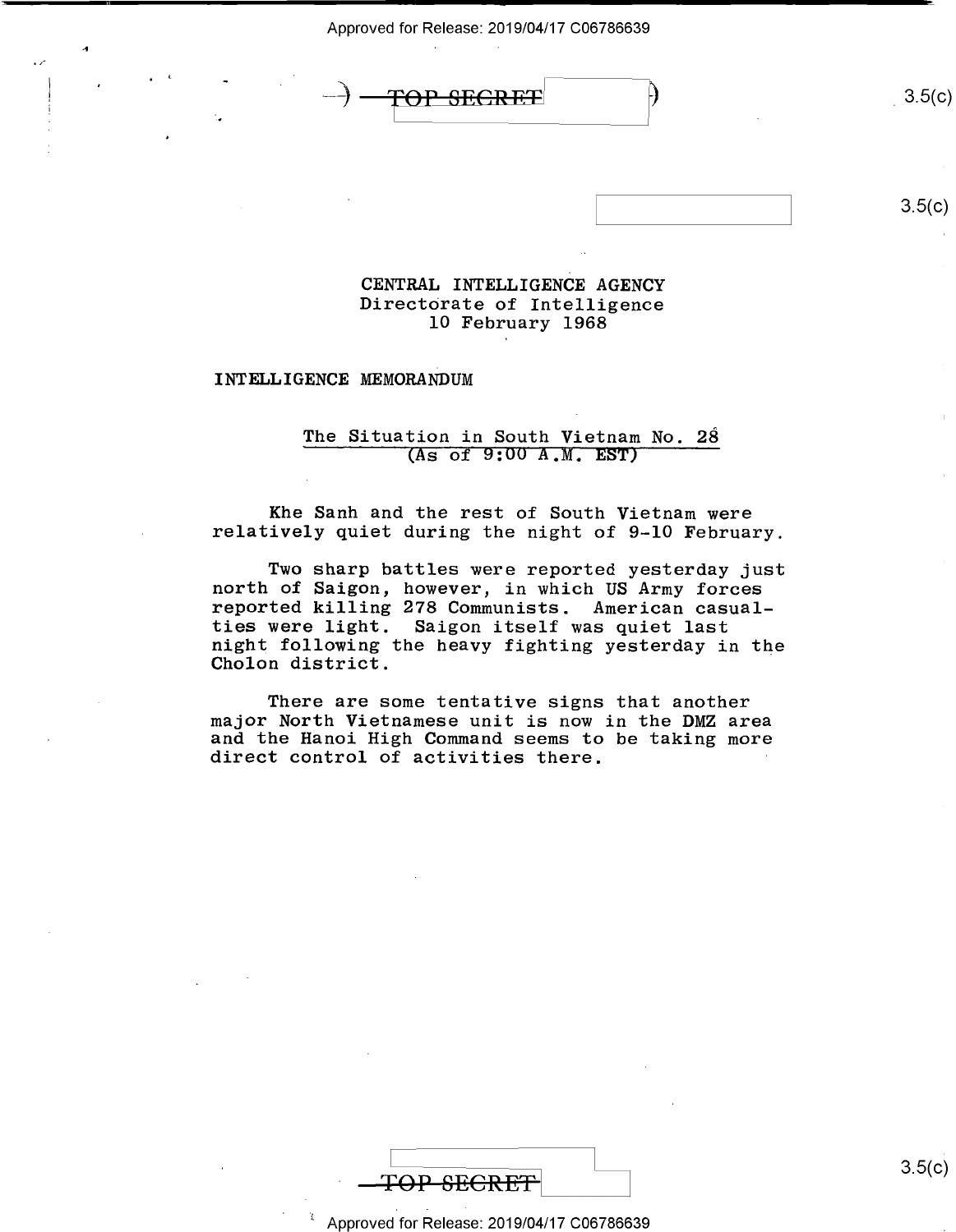CENTRAL INTELLIGENCE AGENCY
Directorate of Intelligence
10 February 1968

INTELLIGENCE MEMORANDUM

## The Situation in South Vietnam No. 28
(As of 9:00 A.M. EST)

Khe Sanh and the rest of South Vietnam were relatively quiet during the night of 9-10 February.

Two sharp battles were reported yesterday just north of Saigon, however, in which US Army forces reported killing 278 Communists. American casualties were light. Saigon itself was quiet last night following the heavy fighting yesterday in the Cholon district.

There are some tentative signs that another major North Vietnamese unit is now in the DMZ area and the Hanoi High Command seems to be taking more direct control of activities there.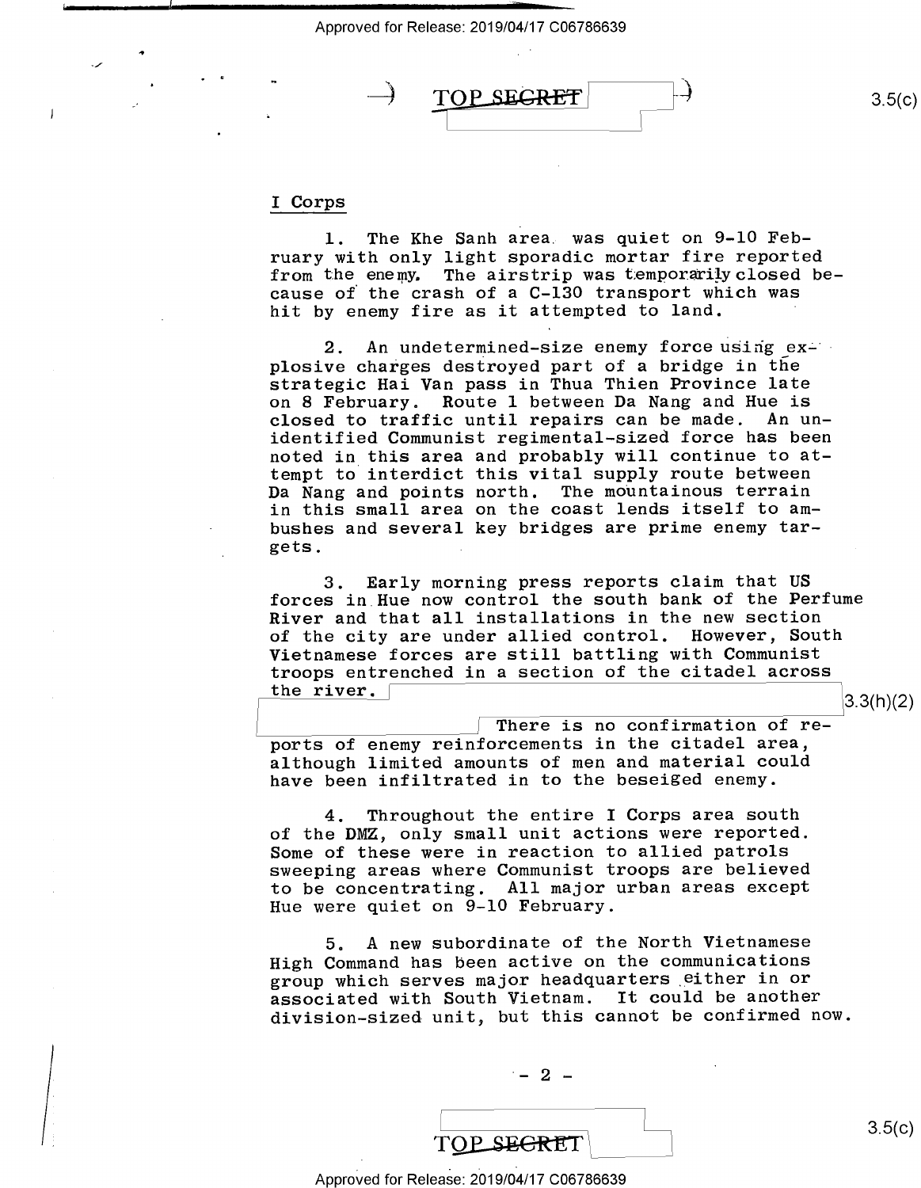## I Corps

1. The Khe Sanh area was quiet on 9-10 February with only light sporadic mortar fire reported from the enemy. The airstrip was temporarily closed because of the crash of a C-130 transport which was hit by enemy fire as it attempted to land.

2. An undetermined-size enemy force using explosive charges destroyed part of a bridge in the strategic Hai Van pass in Thua Thien Province late on 8 February. Route 1 between Da Nang and Hue is closed to traffic until repairs can be made. An unidentified Communist regimental-sized force has been noted in this area and probably will continue to attempt to interdict this vital supply route between Da Nang and points north. The mountainous terrain in this small area on the coast lends itself to ambushes and several key bridges are prime enemy targets.

3. Early morning press reports claim that US forces in Hue now control the south bank of the Perfume River and that all installations in the new section of the city are under allied control. However, South Vietnamese forces are still battling with Communist troops entrenched in a section of the citadel across the river. [3.3(h)(2)] There is no confirmation of reports of enemy reinforcements in the citadel area, although limited amounts of men and material could have been infiltrated in to the beseiged enemy.

4. Throughout the entire I Corps area south of the DMZ, only small unit actions were reported. Some of these were in reaction to allied patrols sweeping areas where Communist troops are believed to be concentrating. All major urban areas except Hue were quiet on 9-10 February.

5. A new subordinate of the North Vietnamese High Command has been active on the communications group which serves major headquarters either in or associated with South Vietnam. It could be another division-sized unit, but this cannot be confirmed now.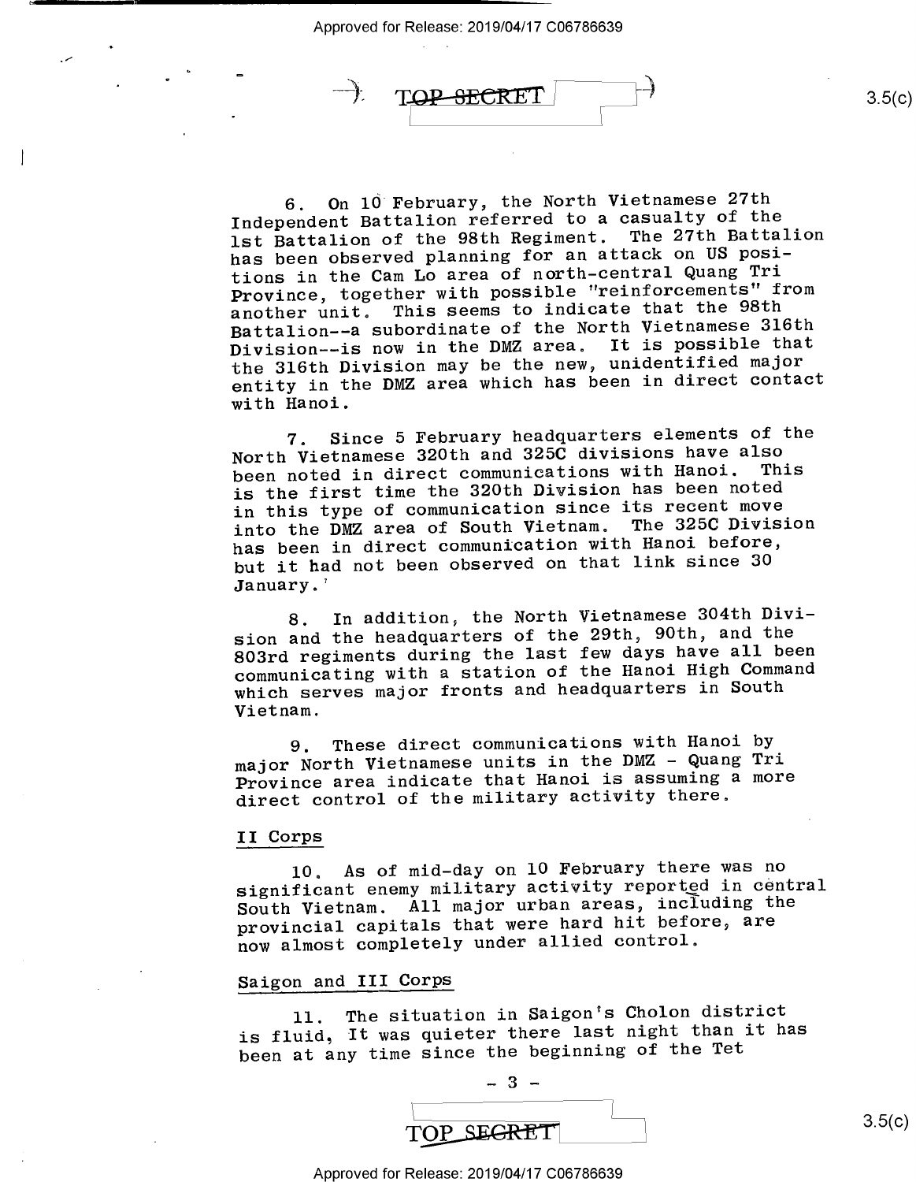6. On 10 February, the North Vietnamese 27th Independent Battalion referred to a casualty of the 1st Battalion of the 98th Regiment. The 27th Battalion has been observed planning for an attack on US positions in the Cam Lo area of north-central Quang Tri Province, together with possible "reinforcements" from another unit. This seems to indicate that the 98th Battalion--a subordinate of the North Vietnamese 316th Division--is now in the DMZ area. It is possible that the 316th Division may be the new, unidentified major entity in the DMZ area which has been in direct contact with Hanoi.

7. Since 5 February headquarters elements of the North Vietnamese 320th and 325C divisions have also been noted in direct communications with Hanoi. This is the first time the 320th Division has been noted in this type of communication since its recent move into the DMZ area of South Vietnam. The 325C Division has been in direct communication with Hanoi before, but it had not been observed on that link since 30 January.

8. In addition, the North Vietnamese 304th Division and the headquarters of the 29th, 90th, and the 803rd regiments during the last few days have all been communicating with a station of the Hanoi High Command which serves major fronts and headquarters in South Vietnam.

9. These direct communications with Hanoi by major North Vietnamese units in the DMZ - Quang Tri Province area indicate that Hanoi is assuming a more direct control of the military activity there.

## II Corps

10. As of mid-day on 10 February there was no significant enemy military activity reported in central South Vietnam. All major urban areas, including the provincial capitals that were hard hit before, are now almost completely under allied control.

## Saigon and III Corps

11. The situation in Saigon's Cholon district is fluid, It was quieter there last night than it has been at any time since the beginning of the Tet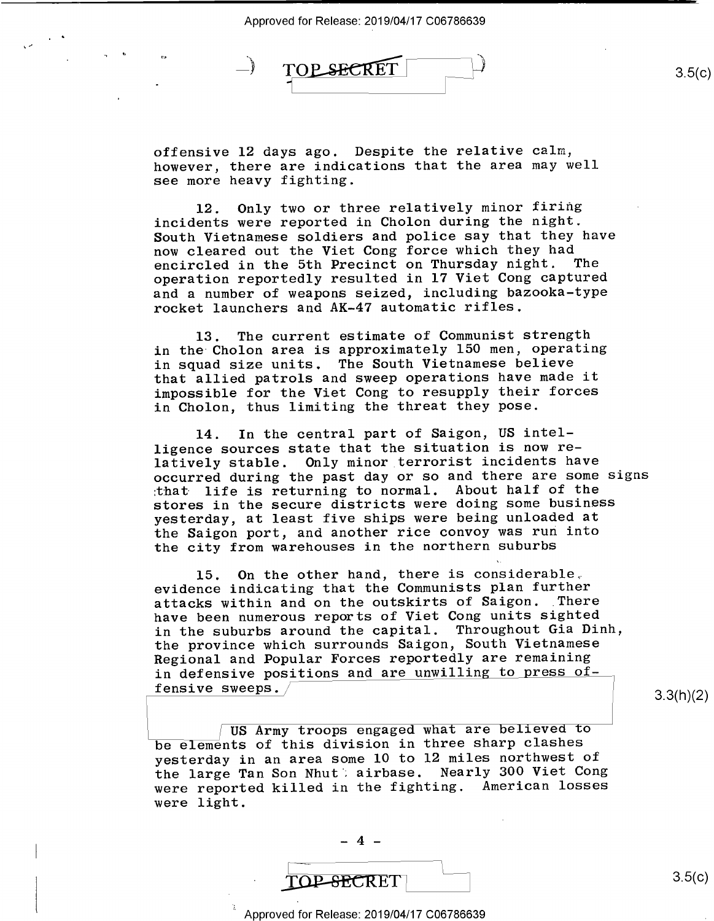offensive 12 days ago. Despite the relative calm, however, there are indications that the area may well see more heavy fighting.

12. Only two or three relatively minor firing incidents were reported in Cholon during the night. South Vietnamese soldiers and police say that they have now cleared out the Viet Cong force which they had encircled in the 5th Precinct on Thursday night. The operation reportedly resulted in 17 Viet Cong captured and a number of weapons seized, including bazooka-type rocket launchers and AK-47 automatic rifles.

13. The current estimate of Communist strength in the Cholon area is approximately 150 men, operating in squad size units. The South Vietnamese believe that allied patrols and sweep operations have made it impossible for the Viet Cong to resupply their forces in Cholon, thus limiting the threat they pose.

14. In the central part of Saigon, US intelligence sources state that the situation is now relatively stable. Only minor terrorist incidents have occurred during the past day or so and there are some signs that life is returning to normal. About half of the stores in the secure districts were doing some business yesterday, at least five ships were being unloaded at the Saigon port, and another rice convoy was run into the city from warehouses in the northern suburbs

15. On the other hand, there is considerable evidence indicating that the Communists plan further attacks within and on the outskirts of Saigon. There have been numerous reports of Viet Cong units sighted in the suburbs around the capital. Throughout Gia Dinh, the province which surrounds Saigon, South Vietnamese Regional and Popular Forces reportedly are remaining in defensive positions and are unwilling to press offensive sweeps.

3.3(h)(2)

US Army troops engaged what are believed to be elements of this division in three sharp clashes yesterday in an area some 10 to 12 miles northwest of the large Tan Son Nhut airbase. Nearly 300 Viet Cong were reported killed in the fighting. American losses were light.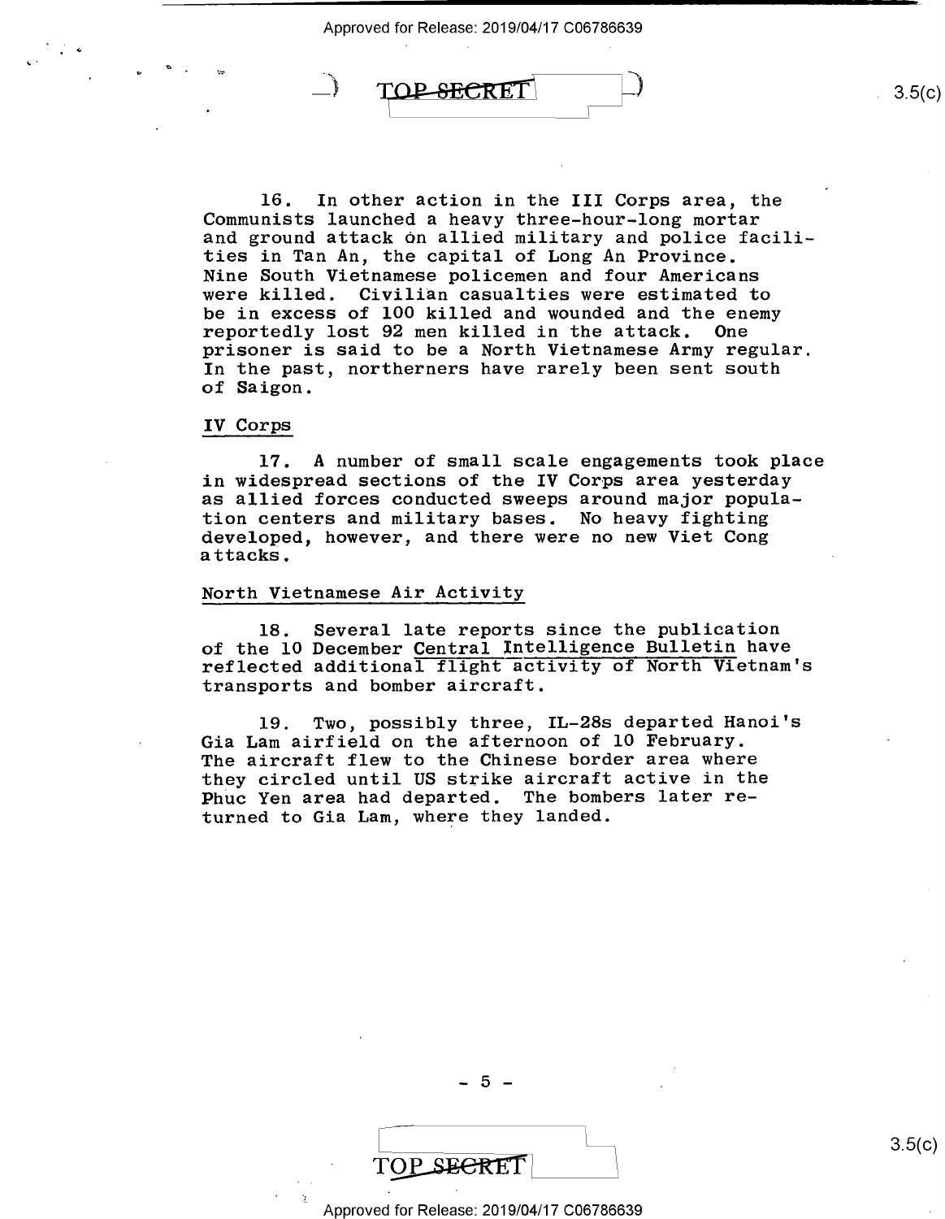16. In other action in the III Corps area, the Communists launched a heavy three-hour-long mortar and ground attack on allied military and police facilities in Tan An, the capital of Long An Province. Nine South Vietnamese policemen and four Americans were killed. Civilian casualties were estimated to be in excess of 100 killed and wounded and the enemy reportedly lost 92 men killed in the attack. One prisoner is said to be a North Vietnamese Army regular. In the past, northerners have rarely been sent south of Saigon.

## IV Corps

17. A number of small scale engagements took place in widespread sections of the IV Corps area yesterday as allied forces conducted sweeps around major population centers and military bases. No heavy fighting developed, however, and there were no new Viet Cong attacks.

## North Vietnamese Air Activity

18. Several late reports since the publication of the 10 December *Central Intelligence Bulletin* have reflected additional flight activity of North Vietnam's transports and bomber aircraft.

19. Two, possibly three, IL-28s departed Hanoi's Gia Lam airfield on the afternoon of 10 February. The aircraft flew to the Chinese border area where they circled until US strike aircraft active in the Phuc Yen area had departed. The bombers later returned to Gia Lam, where they landed.